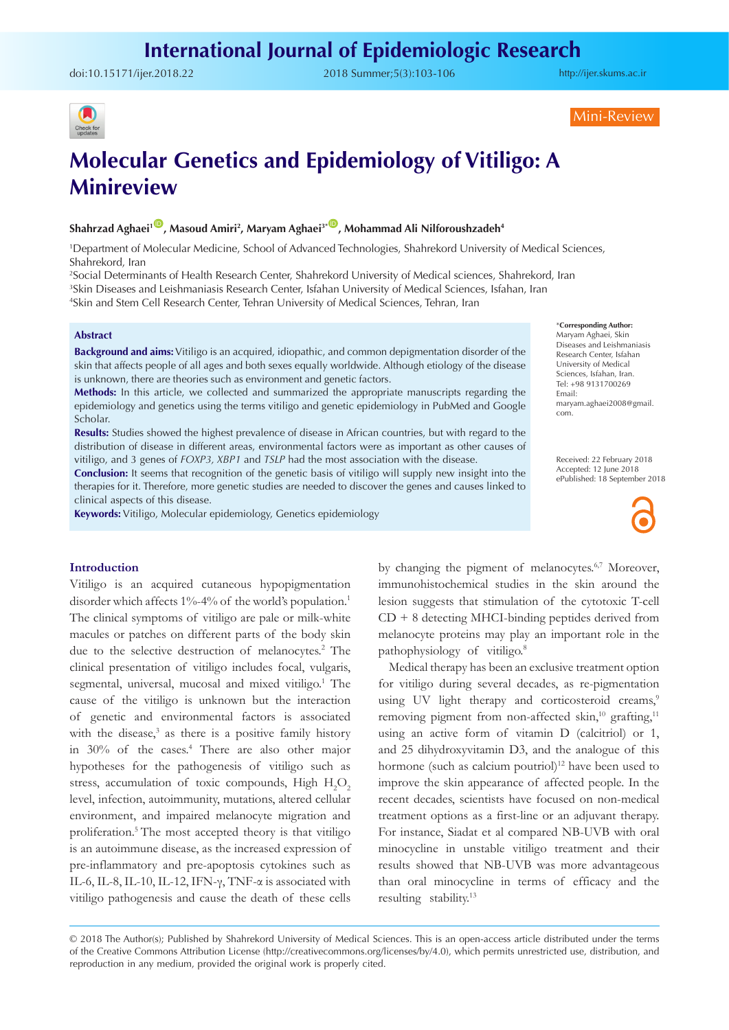Mini-Review

# Molecular Genetics and Epidemiology of Vitiligo: A Minireview

**Shahrzad Aghaei[1], Masoud Amiri[2], Maryam Aghaei[3*], Mohammad Ali Nilforoushzadeh[4]**

[1]Department of Molecular Medicine, School of Advanced Technologies, Shahrekord University of Medical Sciences, Shahrekord, Iran
[2]Social Determinants of Health Research Center, Shahrekord University of Medical sciences, Shahrekord, Iran
[3]Skin Diseases and Leishmaniasis Research Center, Isfahan University of Medical Sciences, Isfahan, Iran
[4]Skin and Stem Cell Research Center, Tehran University of Medical Sciences, Tehran, Iran

\*Corresponding Author: Maryam Aghaei, Skin Diseases and Leishmaniasis Research Center, Isfahan University of Medical Sciences, Isfahan, Iran. Tel: +98 9131700269 Email: maryam.aghaei2008@gmail.com.

Received: 22 February 2018
Accepted: 12 June 2018
ePublished: 18 September 2018

## Abstract

**Background and aims:** Vitiligo is an acquired, idiopathic, and common depigmentation disorder of the skin that affects people of all ages and both sexes equally worldwide. Although etiology of the disease is unknown, there are theories such as environment and genetic factors.

**Methods:** In this article, we collected and summarized the appropriate manuscripts regarding the epidemiology and genetics using the terms vitiligo and genetic epidemiology in PubMed and Google Scholar.

**Results:** Studies showed the highest prevalence of disease in African countries, but with regard to the distribution of disease in different areas, environmental factors were as important as other causes of vitiligo, and 3 genes of *FOXP3, XBP1* and *TSLP* had the most association with the disease.

**Conclusion:** It seems that recognition of the genetic basis of vitiligo will supply new insight into the therapies for it. Therefore, more genetic studies are needed to discover the genes and causes linked to clinical aspects of this disease.

**Keywords:** Vitiligo, Molecular epidemiology, Genetics epidemiology

## Introduction

Vitiligo is an acquired cutaneous hypopigmentation disorder which affects 1%-4% of the world's population.[1] The clinical symptoms of vitiligo are pale or milk-white macules or patches on different parts of the body skin due to the selective destruction of melanocytes.[2] The clinical presentation of vitiligo includes focal, vulgaris, segmental, universal, mucosal and mixed vitiligo.[1] The cause of the vitiligo is unknown but the interaction of genetic and environmental factors is associated with the disease,[3] as there is a positive family history in 30% of the cases.[4] There are also other major hypotheses for the pathogenesis of vitiligo such as stress, accumulation of toxic compounds, High $H_2O_2$ level, infection, autoimmunity, mutations, altered cellular environment, and impaired melanocyte migration and proliferation.[5] The most accepted theory is that vitiligo is an autoimmune disease, as the increased expression of pre-inflammatory and pre-apoptosis cytokines such as IL-6, IL-8, IL-10, IL-12, IFN-γ, TNF-α is associated with vitiligo pathogenesis and cause the death of these cells by changing the pigment of melanocytes.[6,7] Moreover, immunohistochemical studies in the skin around the lesion suggests that stimulation of the cytotoxic T-cell CD + 8 detecting MHCI-binding peptides derived from melanocyte proteins may play an important role in the pathophysiology of vitiligo.[8]

Medical therapy has been an exclusive treatment option for vitiligo during several decades, as re-pigmentation using UV light therapy and corticosteroid creams,[9] removing pigment from non-affected skin,[10] grafting,[11] using an active form of vitamin D (calcitriol) or 1, and 25 dihydroxyvitamin D3, and the analogue of this hormone (such as calcium poutriol)[12] have been used to improve the skin appearance of affected people. In the recent decades, scientists have focused on non-medical treatment options as a first-line or an adjuvant therapy. For instance, Siadat et al compared NB-UVB with oral minocycline in unstable vitiligo treatment and their results showed that NB-UVB was more advantageous than oral minocycline in terms of efficacy and the resulting stability.[13]

© 2018 The Author(s); Published by Shahrekord University of Medical Sciences. This is an open-access article distributed under the terms of the Creative Commons Attribution License (http://creativecommons.org/licenses/by/4.0), which permits unrestricted use, distribution, and reproduction in any medium, provided the original work is properly cited.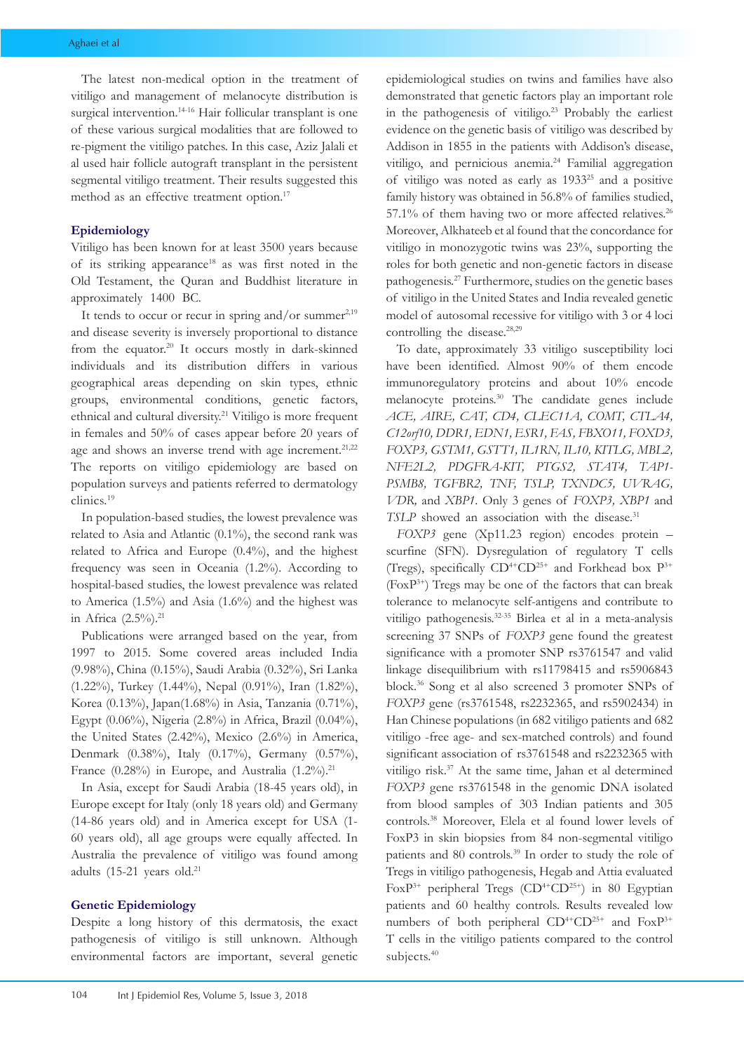The latest non-medical option in the treatment of vitiligo and management of melanocyte distribution is surgical intervention.[14-16] Hair follicular transplant is one of these various surgical modalities that are followed to re-pigment the vitiligo patches. In this case, Aziz Jalali et al used hair follicle autograft transplant in the persistent segmental vitiligo treatment. Their results suggested this method as an effective treatment option.[17]

## Epidemiology

Vitiligo has been known for at least 3500 years because of its striking appearance[18] as was first noted in the Old Testament, the Quran and Buddhist literature in approximately 1400 BC.

It tends to occur or recur in spring and/or summer[2,19] and disease severity is inversely proportional to distance from the equator.[20] It occurs mostly in dark-skinned individuals and its distribution differs in various geographical areas depending on skin types, ethnic groups, environmental conditions, genetic factors, ethnical and cultural diversity.[21] Vitiligo is more frequent in females and 50% of cases appear before 20 years of age and shows an inverse trend with age increment.[21,22] The reports on vitiligo epidemiology are based on population surveys and patients referred to dermatology clinics.[19]

In population-based studies, the lowest prevalence was related to Asia and Atlantic (0.1%), the second rank was related to Africa and Europe (0.4%), and the highest frequency was seen in Oceania (1.2%). According to hospital-based studies, the lowest prevalence was related to America (1.5%) and Asia (1.6%) and the highest was in Africa (2.5%).[21]

Publications were arranged based on the year, from 1997 to 2015. Some covered areas included India (9.98%), China (0.15%), Saudi Arabia (0.32%), Sri Lanka (1.22%), Turkey (1.44%), Nepal (0.91%), Iran (1.82%), Korea (0.13%), Japan(1.68%) in Asia, Tanzania (0.71%), Egypt (0.06%), Nigeria (2.8%) in Africa, Brazil (0.04%), the United States (2.42%), Mexico (2.6%) in America, Denmark (0.38%), Italy (0.17%), Germany (0.57%), France (0.28%) in Europe, and Australia (1.2%).[21]

In Asia, except for Saudi Arabia (18-45 years old), in Europe except for Italy (only 18 years old) and Germany (14-86 years old) and in America except for USA (1-60 years old), all age groups were equally affected. In Australia the prevalence of vitiligo was found among adults (15-21 years old.[21]

## Genetic Epidemiology

Despite a long history of this dermatosis, the exact pathogenesis of vitiligo is still unknown. Although environmental factors are important, several genetic epidemiological studies on twins and families have also demonstrated that genetic factors play an important role in the pathogenesis of vitiligo.[23] Probably the earliest evidence on the genetic basis of vitiligo was described by Addison in 1855 in the patients with Addison's disease, vitiligo, and pernicious anemia.[24] Familial aggregation of vitiligo was noted as early as 1933[25] and a positive family history was obtained in 56.8% of families studied, 57.1% of them having two or more affected relatives.[26] Moreover, Alkhateeb et al found that the concordance for vitiligo in monozygotic twins was 23%, supporting the roles for both genetic and non-genetic factors in disease pathogenesis.[27] Furthermore, studies on the genetic bases of vitiligo in the United States and India revealed genetic model of autosomal recessive for vitiligo with 3 or 4 loci controlling the disease.[28,29]

To date, approximately 33 vitiligo susceptibility loci have been identified. Almost 90% of them encode immunoregulatory proteins and about 10% encode melanocyte proteins.[30] The candidate genes include *ACE, AIRE, CAT, CD4, CLEC11A, COMT, CTLA4, C12orf10, DDR1, EDN1, ESR1, FAS, FBXO11, FOXD3, FOXP3, GSTM1, GSTT1, IL1RN, IL10, KITLG, MBL2, NFE2L2, PDGFRA-KIT, PTGS2, STAT4, TAP1-PSMB8, TGFBR2, TNF, TSLP, TXNDC5, UVRAG, VDR,* and *XBP1*. Only 3 genes of *FOXP3, XBP1* and *TSLP* showed an association with the disease.[31]

*FOXP3* gene (Xp11.23 region) encodes protein – scurfine (SFN). Dysregulation of regulatory T cells (Tregs), specifically $CD^{4+}CD^{25+}$ and Forkhead box $P^{3+}$ ($FoxP^{3+}$) Tregs may be one of the factors that can break tolerance to melanocyte self-antigens and contribute to vitiligo pathogenesis.[32-35] Birlea et al in a meta-analysis screening 37 SNPs of *FOXP3* gene found the greatest significance with a promoter SNP rs3761547 and valid linkage disequilibrium with rs11798415 and rs5906843 block.[36] Song et al also screened 3 promoter SNPs of *FOXP3* gene (rs3761548, rs2232365, and rs5902434) in Han Chinese populations (in 682 vitiligo patients and 682 vitiligo -free age- and sex-matched controls) and found significant association of rs3761548 and rs2232365 with vitiligo risk.[37] At the same time, Jahan et al determined *FOXP3* gene rs3761548 in the genomic DNA isolated from blood samples of 303 Indian patients and 305 controls.[38] Moreover, Elela et al found lower levels of FoxP3 in skin biopsies from 84 non-segmental vitiligo patients and 80 controls.[39] In order to study the role of Tregs in vitiligo pathogenesis, Hegab and Attia evaluated $FoxP^{3+}$ peripheral Tregs ($CD^{4+}CD^{25+}$) in 80 Egyptian patients and 60 healthy controls. Results revealed low numbers of both peripheral $CD^{4+}CD^{25+}$ and $FoxP^{3+}$ T cells in the vitiligo patients compared to the control subjects.[40]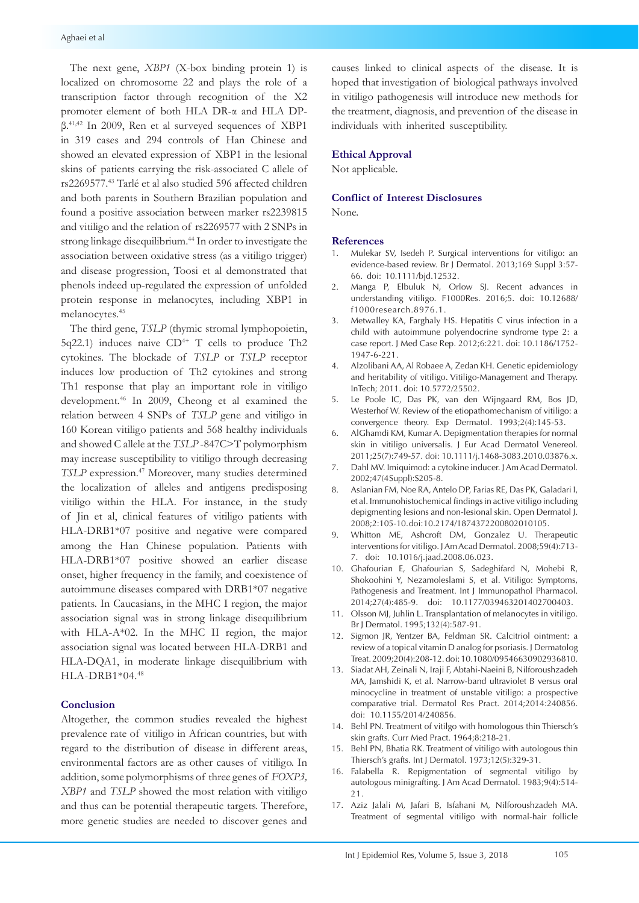The next gene, *XBP1* (X-box binding protein 1) is localized on chromosome 22 and plays the role of a transcription factor through recognition of the X2 promoter element of both HLA DR-α and HLA DP-β.[41,42] In 2009, Ren et al surveyed sequences of XBP1 in 319 cases and 294 controls of Han Chinese and showed an elevated expression of XBP1 in the lesional skins of patients carrying the risk-associated C allele of rs2269577.[43] Tarlé et al also studied 596 affected children and both parents in Southern Brazilian population and found a positive association between marker rs2239815 and vitiligo and the relation of rs2269577 with 2 SNPs in strong linkage disequilibrium.[44] In order to investigate the association between oxidative stress (as a vitiligo trigger) and disease progression, Toosi et al demonstrated that phenols indeed up-regulated the expression of unfolded protein response in melanocytes, including XBP1 in melanocytes.[45]

The third gene, *TSLP* (thymic stromal lymphopoietin, 5q22.1) induces naive $CD^{4+}$ T cells to produce Th2 cytokines. The blockade of *TSLP* or *TSLP* receptor induces low production of Th2 cytokines and strong Th1 response that play an important role in vitiligo development.[46] In 2009, Cheong et al examined the relation between 4 SNPs of *TSLP* gene and vitiligo in 160 Korean vitiligo patients and 568 healthy individuals and showed C allele at the *TSLP* -847C>T polymorphism may increase susceptibility to vitiligo through decreasing *TSLP* expression.[47] Moreover, many studies determined the localization of alleles and antigens predisposing vitiligo within the HLA. For instance, in the study of Jin et al, clinical features of vitiligo patients with HLA-DRB1*07 positive and negative were compared among the Han Chinese population. Patients with HLA-DRB1*07 positive showed an earlier disease onset, higher frequency in the family, and coexistence of autoimmune diseases compared with DRB1*07 negative patients. In Caucasians, in the MHC I region, the major association signal was in strong linkage disequilibrium with HLA-A*02. In the MHC II region, the major association signal was located between HLA-DRB1 and HLA-DQA1, in moderate linkage disequilibrium with HLA-DRB1*04.[48]

## Conclusion

Altogether, the common studies revealed the highest prevalence rate of vitiligo in African countries, but with regard to the distribution of disease in different areas, environmental factors are as other causes of vitiligo. In addition, some polymorphisms of three genes of *FOXP3, XBP1* and *TSLP* showed the most relation with vitiligo and thus can be potential therapeutic targets. Therefore, more genetic studies are needed to discover genes and causes linked to clinical aspects of the disease. It is hoped that investigation of biological pathways involved in vitiligo pathogenesis will introduce new methods for the treatment, diagnosis, and prevention of the disease in individuals with inherited susceptibility.

## Ethical Approval

Not applicable.

## Conflict of Interest Disclosures

None.

## References

1. Mulekar SV, Isedeh P. Surgical interventions for vitiligo: an evidence-based review. Br J Dermatol. 2013;169 Suppl 3:57-66. doi: 10.1111/bjd.12532.
2. Manga P, Elbuluk N, Orlow SJ. Recent advances in understanding vitiligo. F1000Res. 2016;5. doi: 10.12688/f1000research.8976.1.
3. Metwalley KA, Farghaly HS. Hepatitis C virus infection in a child with autoimmune polyendocrine syndrome type 2: a case report. J Med Case Rep. 2012;6:221. doi: 10.1186/1752-1947-6-221.
4. Alzolibani AA, Al Robaee A, Zedan KH. Genetic epidemiology and heritability of vitiligo. Vitiligo-Management and Therapy. InTech; 2011. doi: 10.5772/25502.
5. Le Poole IC, Das PK, van den Wijngaard RM, Bos JD, Westerhof W. Review of the etiopathomechanism of vitiligo: a convergence theory. Exp Dermatol. 1993;2(4):145-53.
6. AlGhamdi KM, Kumar A. Depigmentation therapies for normal skin in vitiligo universalis. J Eur Acad Dermatol Venereol. 2011;25(7):749-57. doi: 10.1111/j.1468-3083.2010.03876.x.
7. Dahl MV. Imiquimod: a cytokine inducer. J Am Acad Dermatol. 2002;47(4Suppl):S205-8.
8. Aslanian FM, Noe RA, Antelo DP, Farias RE, Das PK, Galadari I, et al. Immunohistochemical findings in active vitiligo including depigmenting lesions and non-lesional skin. Open Dermatol J. 2008;2:105-10. doi:10.2174/1874372200802010105.
9. Whitton ME, Ashcroft DM, Gonzalez U. Therapeutic interventions for vitiligo. J Am Acad Dermatol. 2008;59(4):713-7. doi: 10.1016/j.jaad.2008.06.023.
10. Ghafourian E, Ghafourian S, Sadeghifard N, Mohebi R, Shokoohini Y, Nezamoleslami S, et al. Vitiligo: Symptoms, Pathogenesis and Treatment. Int J Immunopathol Pharmacol. 2014;27(4):485-9. doi: 10.1177/039463201402700403.
11. Olsson MJ, Juhlin L. Transplantation of melanocytes in vitiligo. Br J Dermatol. 1995;132(4):587-91.
12. Sigmon JR, Yentzer BA, Feldman SR. Calcitriol ointment: a review of a topical vitamin D analog for psoriasis. J Dermatolog Treat. 2009;20(4):208-12. doi: 10.1080/09546630902936810.
13. Siadat AH, Zeinali N, Iraji F, Abtahi-Naeini B, Nilforoushzadeh MA, Jamshidi K, et al. Narrow-band ultraviolet B versus oral minocycline in treatment of unstable vitiligo: a prospective comparative trial. Dermatol Res Pract. 2014;2014:240856. doi: 10.1155/2014/240856.
14. Behl PN. Treatment of vitilgo with homologous thin Thiersch's skin grafts. Curr Med Pract. 1964;8:218-21.
15. Behl PN, Bhatia RK. Treatment of vitiligo with autologous thin Thiersch's grafts. Int J Dermatol. 1973;12(5):329-31.
16. Falabella R. Repigmentation of segmental vitiligo by autologous minigrafting. J Am Acad Dermatol. 1983;9(4):514-21.
17. Aziz Jalali M, Jafari B, Isfahani M, Nilforoushzadeh MA. Treatment of segmental vitiligo with normal-hair follicle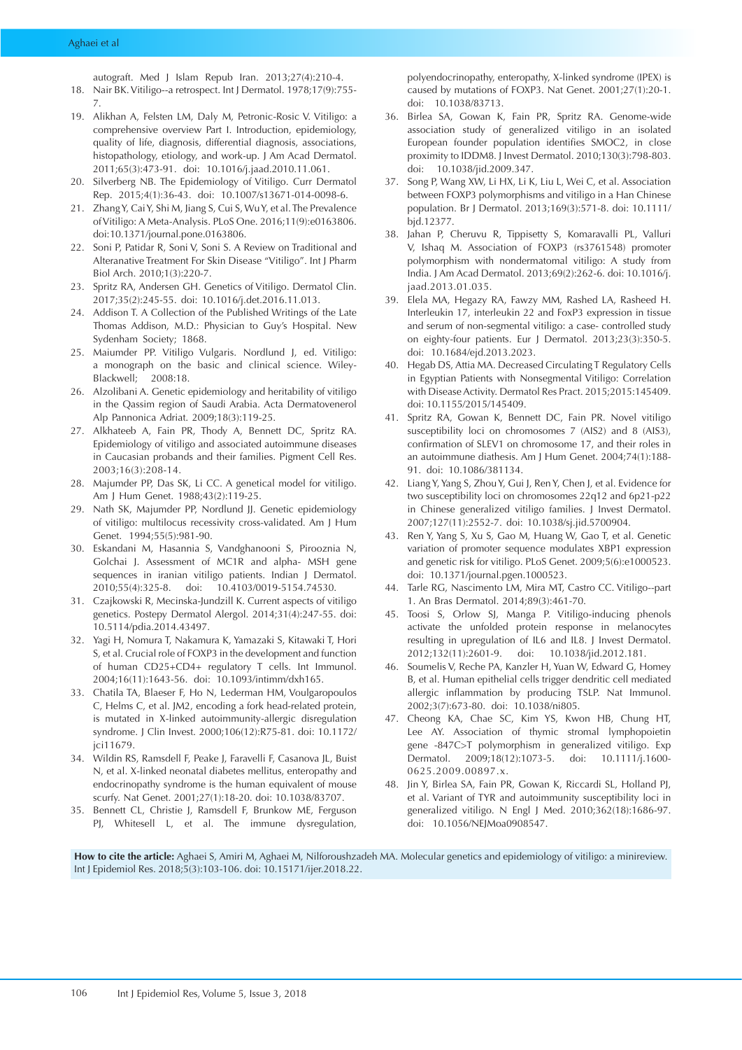autograft. Med J Islam Repub Iran. 2013;27(4):210-4.

18. Nair BK. Vitiligo--a retrospect. Int J Dermatol. 1978;17(9):755-7.
19. Alikhan A, Felsten LM, Daly M, Petronic-Rosic V. Vitiligo: a comprehensive overview Part I. Introduction, epidemiology, quality of life, diagnosis, differential diagnosis, associations, histopathology, etiology, and work-up. J Am Acad Dermatol. 2011;65(3):473-91. doi: 10.1016/j.jaad.2010.11.061.
20. Silverberg NB. The Epidemiology of Vitiligo. Curr Dermatol Rep. 2015;4(1):36-43. doi: 10.1007/s13671-014-0098-6.
21. Zhang Y, Cai Y, Shi M, Jiang S, Cui S, Wu Y, et al. The Prevalence of Vitiligo: A Meta-Analysis. PLoS One. 2016;11(9):e0163806. doi:10.1371/journal.pone.0163806.
22. Soni P, Patidar R, Soni V, Soni S. A Review on Traditional and Alteranative Treatment For Skin Disease "Vitiligo". Int J Pharm Biol Arch. 2010;1(3):220-7.
23. Spritz RA, Andersen GH. Genetics of Vitiligo. Dermatol Clin. 2017;35(2):245-55. doi: 10.1016/j.det.2016.11.013.
24. Addison T. A Collection of the Published Writings of the Late Thomas Addison, M.D.: Physician to Guy's Hospital. New Sydenham Society; 1868.
25. Maiumder PP. Vitiligo Vulgaris. Nordlund J, ed. Vitiligo: a monograph on the basic and clinical science. Wiley-Blackwell; 2008:18.
26. Alzolibani A. Genetic epidemiology and heritability of vitiligo in the Qassim region of Saudi Arabia. Acta Dermatovenerol Alp Pannonica Adriat. 2009;18(3):119-25.
27. Alkhateeb A, Fain PR, Thody A, Bennett DC, Spritz RA. Epidemiology of vitiligo and associated autoimmune diseases in Caucasian probands and their families. Pigment Cell Res. 2003;16(3):208-14.
28. Majumder PP, Das SK, Li CC. A genetical model for vitiligo. Am J Hum Genet. 1988;43(2):119-25.
29. Nath SK, Majumder PP, Nordlund JJ. Genetic epidemiology of vitiligo: multilocus recessivity cross-validated. Am J Hum Genet. 1994;55(5):981-90.
30. Eskandani M, Hasannia S, Vandghanooni S, Pirooznia N, Golchai J. Assessment of MC1R and alpha- MSH gene sequences in iranian vitiligo patients. Indian J Dermatol. 2010;55(4):325-8. doi: 10.4103/0019-5154.74530.
31. Czajkowski R, Mecinska-Jundzill K. Current aspects of vitiligo genetics. Postepy Dermatol Alergol. 2014;31(4):247-55. doi: 10.5114/pdia.2014.43497.
32. Yagi H, Nomura T, Nakamura K, Yamazaki S, Kitawaki T, Hori S, et al. Crucial role of FOXP3 in the development and function of human CD25+CD4+ regulatory T cells. Int Immunol. 2004;16(11):1643-56. doi: 10.1093/intimm/dxh165.
33. Chatila TA, Blaeser F, Ho N, Lederman HM, Voulgaropoulos C, Helms C, et al. JM2, encoding a fork head-related protein, is mutated in X-linked autoimmunity-allergic disregulation syndrome. J Clin Invest. 2000;106(12):R75-81. doi: 10.1172/jci11679.
34. Wildin RS, Ramsdell F, Peake J, Faravelli F, Casanova JL, Buist N, et al. X-linked neonatal diabetes mellitus, enteropathy and endocrinopathy syndrome is the human equivalent of mouse scurfy. Nat Genet. 2001;27(1):18-20. doi: 10.1038/83707.
35. Bennett CL, Christie J, Ramsdell F, Brunkow ME, Ferguson PJ, Whitesell L, et al. The immune dysregulation, polyendocrinopathy, enteropathy, X-linked syndrome (IPEX) is caused by mutations of FOXP3. Nat Genet. 2001;27(1):20-1. doi: 10.1038/83713.
36. Birlea SA, Gowan K, Fain PR, Spritz RA. Genome-wide association study of generalized vitiligo in an isolated European founder population identifies SMOC2, in close proximity to IDDM8. J Invest Dermatol. 2010;130(3):798-803. doi: 10.1038/jid.2009.347.
37. Song P, Wang XW, Li HX, Li K, Liu L, Wei C, et al. Association between FOXP3 polymorphisms and vitiligo in a Han Chinese population. Br J Dermatol. 2013;169(3):571-8. doi: 10.1111/bjd.12377.
38. Jahan P, Cheruvu R, Tippisetty S, Komaravalli PL, Valluri V, Ishaq M. Association of FOXP3 (rs3761548) promoter polymorphism with nondermatomal vitiligo: A study from India. J Am Acad Dermatol. 2013;69(2):262-6. doi: 10.1016/j.jaad.2013.01.035.
39. Elela MA, Hegazy RA, Fawzy MM, Rashed LA, Rasheed H. Interleukin 17, interleukin 22 and FoxP3 expression in tissue and serum of non-segmental vitiligo: a case- controlled study on eighty-four patients. Eur J Dermatol. 2013;23(3):350-5. doi: 10.1684/ejd.2013.2023.
40. Hegab DS, Attia MA. Decreased Circulating T Regulatory Cells in Egyptian Patients with Nonsegmental Vitiligo: Correlation with Disease Activity. Dermatol Res Pract. 2015;2015:145409. doi: 10.1155/2015/145409.
41. Spritz RA, Gowan K, Bennett DC, Fain PR. Novel vitiligo susceptibility loci on chromosomes 7 (AIS2) and 8 (AIS3), confirmation of SLEV1 on chromosome 17, and their roles in an autoimmune diathesis. Am J Hum Genet. 2004;74(1):188-91. doi: 10.1086/381134.
42. Liang Y, Yang S, Zhou Y, Gui J, Ren Y, Chen J, et al. Evidence for two susceptibility loci on chromosomes 22q12 and 6p21-p22 in Chinese generalized vitiligo families. J Invest Dermatol. 2007;127(11):2552-7. doi: 10.1038/sj.jid.5700904.
43. Ren Y, Yang S, Xu S, Gao M, Huang W, Gao T, et al. Genetic variation of promoter sequence modulates XBP1 expression and genetic risk for vitiligo. PLoS Genet. 2009;5(6):e1000523. doi: 10.1371/journal.pgen.1000523.
44. Tarle RG, Nascimento LM, Mira MT, Castro CC. Vitiligo--part 1. An Bras Dermatol. 2014;89(3):461-70.
45. Toosi S, Orlow SJ, Manga P. Vitiligo-inducing phenols activate the unfolded protein response in melanocytes resulting in upregulation of IL6 and IL8. J Invest Dermatol. 2012;132(11):2601-9. doi: 10.1038/jid.2012.181.
46. Soumelis V, Reche PA, Kanzler H, Yuan W, Edward G, Homey B, et al. Human epithelial cells trigger dendritic cell mediated allergic inflammation by producing TSLP. Nat Immunol. 2002;3(7):673-80. doi: 10.1038/ni805.
47. Cheong KA, Chae SC, Kim YS, Kwon HB, Chung HT, Lee AY. Association of thymic stromal lymphopoietin gene -847C>T polymorphism in generalized vitiligo. Exp Dermatol. 2009;18(12):1073-5. doi: 10.1111/j.1600-0625.2009.00897.x.
48. Jin Y, Birlea SA, Fain PR, Gowan K, Riccardi SL, Holland PJ, et al. Variant of TYR and autoimmunity susceptibility loci in generalized vitiligo. N Engl J Med. 2010;362(18):1686-97. doi: 10.1056/NEJMoa0908547.

**How to cite the article:** Aghaei S, Amiri M, Aghaei M, Nilforoushzadeh MA. Molecular genetics and epidemiology of vitiligo: a minireview. Int J Epidemiol Res. 2018;5(3):103-106. doi: 10.15171/ijer.2018.22.